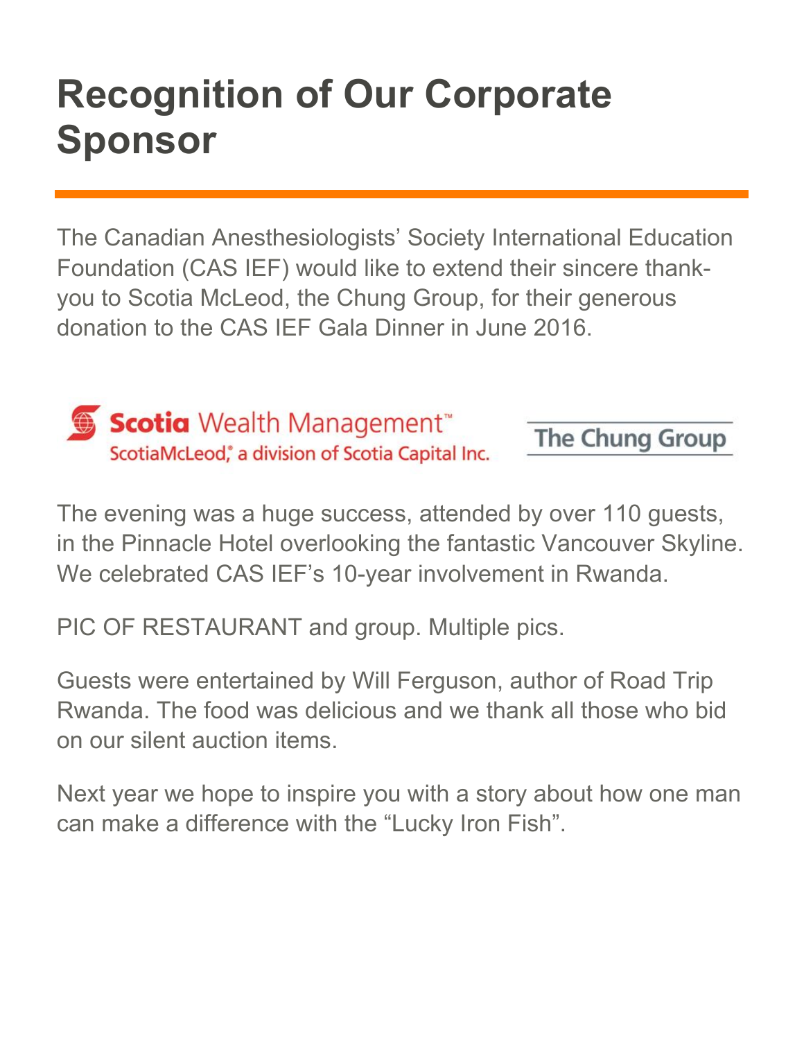# Recognition of Our Corporate Sponsor

The Canadian Anesthesiologists' Society International Education Foundation (CAS IEF) would like to extend their sincere thank-you to Scotia McLeod, the Chung Group, for their generous donation to the CAS IEF Gala Dinner in June 2016.

Scotia Wealth Management™
ScotiaMcLeod,® a division of Scotia Capital Inc.

The Chung Group

The evening was a huge success, attended by over 110 guests, in the Pinnacle Hotel overlooking the fantastic Vancouver Skyline. We celebrated CAS IEF's 10-year involvement in Rwanda.

PIC OF RESTAURANT and group. Multiple pics.

Guests were entertained by Will Ferguson, author of Road Trip Rwanda. The food was delicious and we thank all those who bid on our silent auction items.

Next year we hope to inspire you with a story about how one man can make a difference with the "Lucky Iron Fish".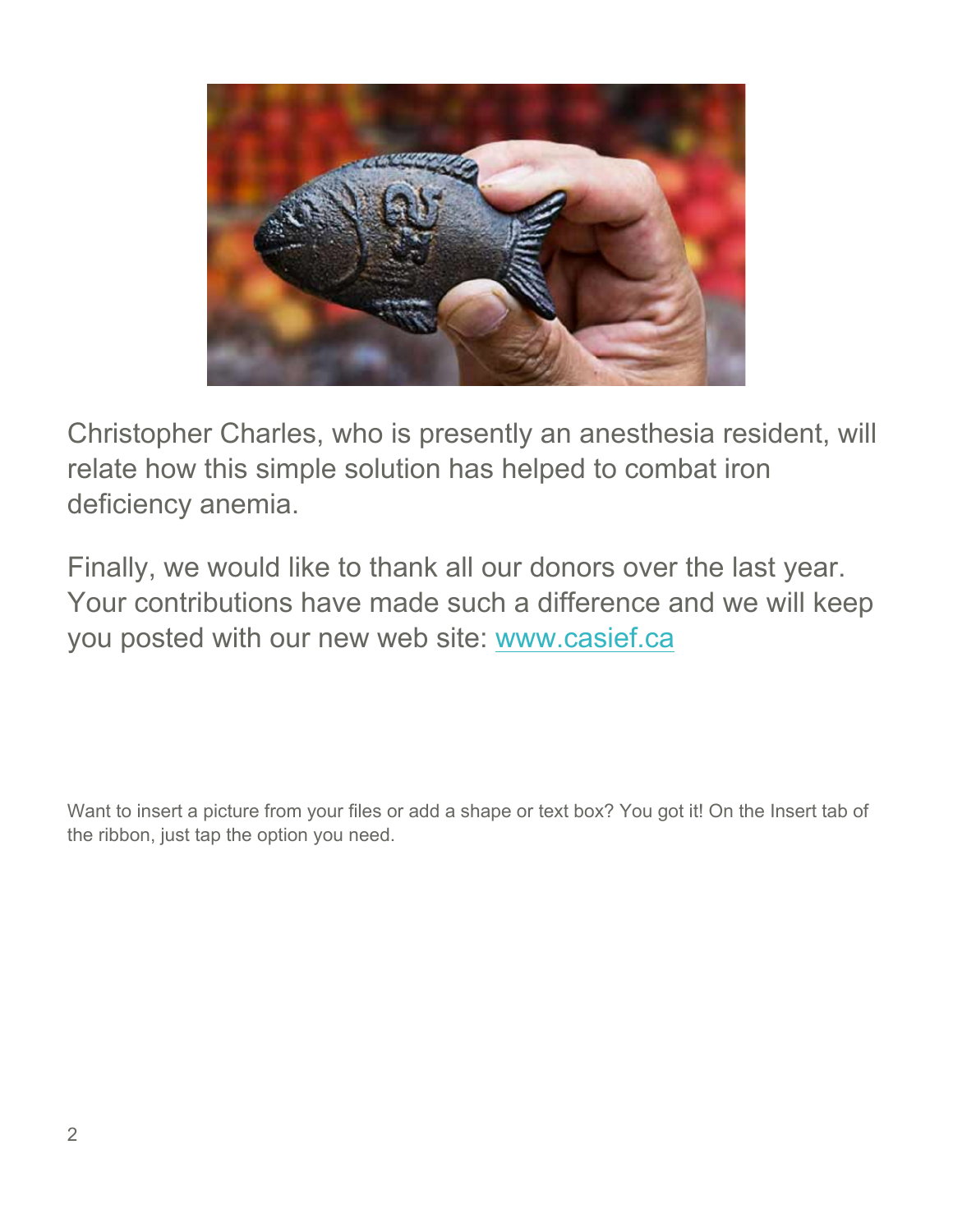Christopher Charles, who is presently an anesthesia resident, will relate how this simple solution has helped to combat iron deficiency anemia.

Finally, we would like to thank all our donors over the last year. Your contributions have made such a difference and we will keep you posted with our new web site: [www.casief.ca](http://www.casief.ca)

Want to insert a picture from your files or add a shape or text box? You got it! On the Insert tab of the ribbon, just tap the option you need.